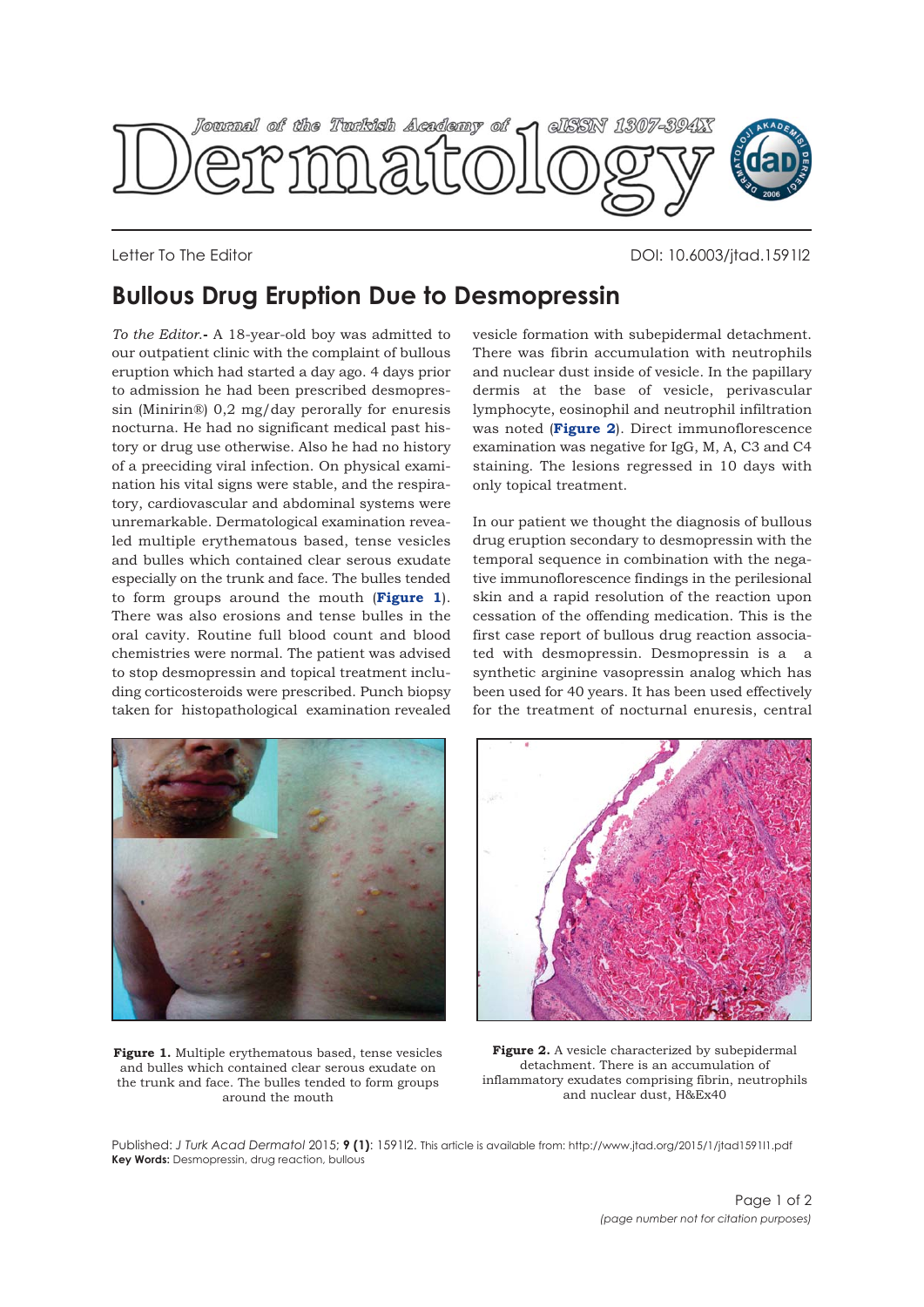Letter To The Editor

DOI: 10.6003/jtad.1591l2

# Bullous Drug Eruption Due to Desmopressin

*To the Editor.-* A 18-year-old boy was admitted to our outpatient clinic with the complaint of bullous eruption which had started a day ago. 4 days prior to admission he had been prescribed desmopressin (Minirin®) 0,2 mg/day perorally for enuresis nocturna. He had no significant medical past history or drug use otherwise. Also he had no history of a preeciding viral infection. On physical examination his vital signs were stable, and the respiratory, cardiovascular and abdominal systems were unremarkable. Dermatological examination revealed multiple erythematous based, tense vesicles and bulles which contained clear serous exudate especially on the trunk and face. The bulles tended to form groups around the mouth (**Figure 1**). There was also erosions and tense bulles in the oral cavity. Routine full blood count and blood chemistries were normal. The patient was advised to stop desmopressin and topical treatment including corticosteroids were prescribed. Punch biopsy taken for histopathological examination revealed vesicle formation with subepidermal detachment. There was fibrin accumulation with neutrophils and nuclear dust inside of vesicle. In the papillary dermis at the base of vesicle, perivascular lymphocyte, eosinophil and neutrophil infiltration was noted (**Figure 2**). Direct immunoflorescence examination was negative for IgG, M, A, C3 and C4 staining. The lesions regressed in 10 days with only topical treatment.

In our patient we thought the diagnosis of bullous drug eruption secondary to desmopressin with the temporal sequence in combination with the negative immunofloresence findings in the perilesional skin and a rapid resolution of the reaction upon cessation of the offending medication. This is the first case report of bullous drug reaction associated with desmopressin. Desmopressin is a a synthetic arginine vasopressin analog which has been used for 40 years. It has been used effectively for the treatment of nocturnal enuresis, central

**Figure 1.** Multiple erythematous based, tense vesicles and bulles which contained clear serous exudate on the trunk and face. The bulles tended to form groups around the mouth

**Figure 2.** A vesicle characterized by subepidermal detachment. There is an accumulation of inflammatory exudates comprising fibrin, neutrophils and nuclear dust, H&Ex40

Published: *J Turk Acad Dermatol* 2015; **9 (1)**: 1591l2. This article is available from: http://www.jtad.org/2015/1/jtad1591l1.pdf
**Key Words:** Desmopressin, drug reaction, bullous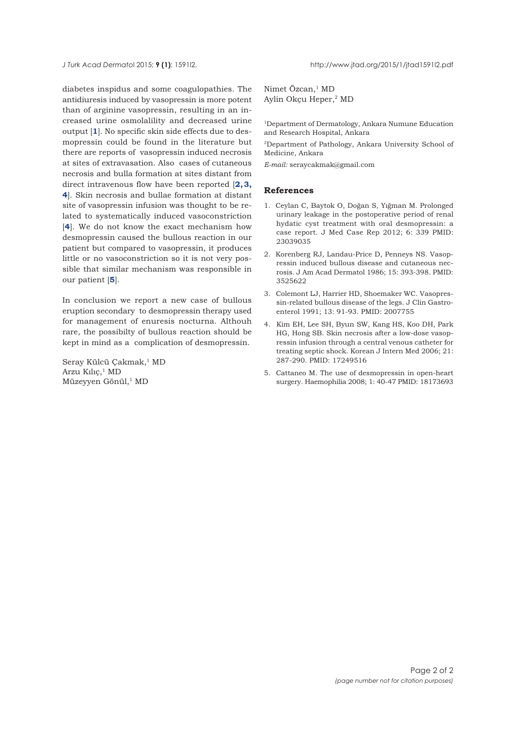diabetes inspidus and some coagulopathies. The antidiuresis induced by vasopressin is more potent than of arginine vasopressin, resulting in an increased urine osmolalility and decreased urine output [1]. No specific skin side effects due to desmopressin could be found in the literature but there are reports of vasopressin induced necrosis at sites of extravasation. Also cases of cutaneous necrosis and bulla formation at sites distant from direct intravenous flow have been reported [2, 3, 4]. Skin necrosis and bullae formation at distant site of vasopressin infusion was thought to be related to systematically induced vasoconstriction [4]. We do not know the exact mechanism how desmopressin caused the bullous reaction in our patient but compared to vasopressin, it produces little or no vasoconstriction so it is not very possible that similar mechanism was responsible in our patient [5].

In conclusion we report a new case of bullous eruption secondary to desmopressin therapy used for management of enuresis nocturna. Althouh rare, the possibilty of bullous reaction should be kept in mind as a complication of desmopressin.

Seray Külcü Çakmak,[1] MD
Arzu Kılıç,[1] MD
Müzeyyen Gönül,[1] MD
Nimet Özcan,[1] MD
Aylin Okçu Heper,[2] MD

[1]Department of Dermatology, Ankara Numune Education and Research Hospital, Ankara

[2]Department of Pathology, Ankara University School of Medicine, Ankara

*E-mail:* seraycakmak@gmail.com

## References

1. Ceylan C, Baytok O, Doğan S, Yığman M. Prolonged urinary leakage in the postoperative period of renal hydatic cyst treatment with oral desmopressin: a case report. J Med Case Rep 2012; 6: 339 PMID: 23039035
2. Korenberg RJ, Landau-Price D, Penneys NS. Vasopressin induced bullous disease and cutaneous necrosis. J Am Acad Dermatol 1986; 15: 393-398. PMID: 3525622
3. Colemont LJ, Harrier HD, Shoemaker WC. Vasopressin-related bullous disease of the legs. J Clin Gastroenterol 1991; 13: 91-93. PMID: 2007755
4. Kim EH, Lee SH, Byun SW, Kang HS, Koo DH, Park HG, Hong SB. Skin necrosis after a low-dose vasopressin infusion through a central venous catheter for treating septic shock. Korean J Intern Med 2006; 21: 287-290. PMID: 17249516
5. Cattaneo M. The use of desmopressin in open-heart surgery. Haemophilia 2008; 1: 40-47 PMID: 18173693